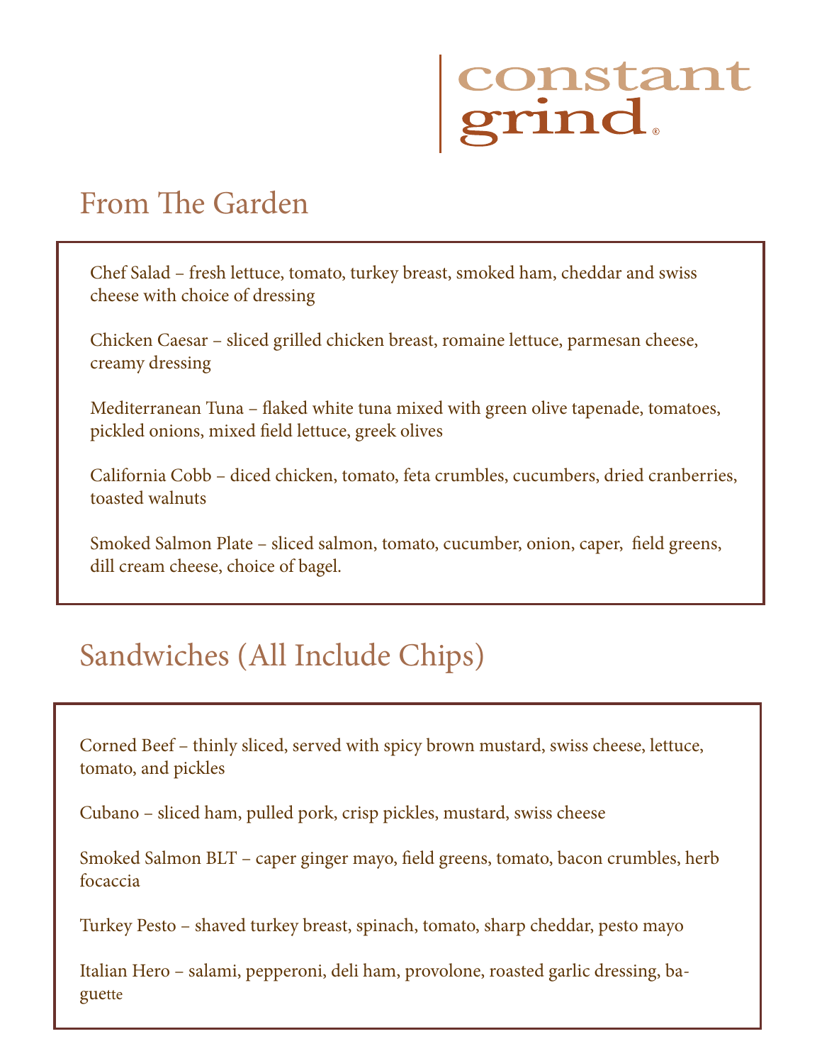# constant grind®

## From The Garden

Chef Salad – fresh lettuce, tomato, turkey breast, smoked ham, cheddar and swiss cheese with choice of dressing

Chicken Caesar – sliced grilled chicken breast, romaine lettuce, parmesan cheese, creamy dressing

Mediterranean Tuna – flaked white tuna mixed with green olive tapenade, tomatoes, pickled onions, mixed field lettuce, greek olives

California Cobb – diced chicken, tomato, feta crumbles, cucumbers, dried cranberries, toasted walnuts

Smoked Salmon Plate – sliced salmon, tomato, cucumber, onion, caper, field greens, dill cream cheese, choice of bagel.

## Sandwiches (All Include Chips)

Corned Beef – thinly sliced, served with spicy brown mustard, swiss cheese, lettuce, tomato, and pickles

Cubano – sliced ham, pulled pork, crisp pickles, mustard, swiss cheese

Smoked Salmon BLT – caper ginger mayo, field greens, tomato, bacon crumbles, herb focaccia

Turkey Pesto – shaved turkey breast, spinach, tomato, sharp cheddar, pesto mayo

Italian Hero – salami, pepperoni, deli ham, provolone, roasted garlic dressing, baguette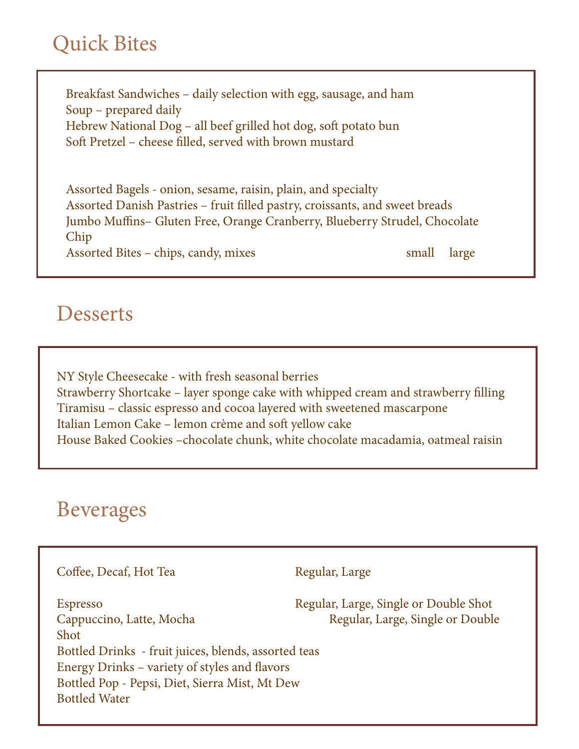## Quick Bites

Breakfast Sandwiches – daily selection with egg, sausage, and ham
Soup – prepared daily
Hebrew National Dog – all beef grilled hot dog, soft potato bun
Soft Pretzel – cheese filled, served with brown mustard

Assorted Bagels - onion, sesame, raisin, plain, and specialty
Assorted Danish Pastries – fruit filled pastry, croissants, and sweet breads
Jumbo Muffins– Gluten Free, Orange Cranberry, Blueberry Strudel, Chocolate Chip
Assorted Bites – chips, candy, mixes small large

## Desserts

NY Style Cheesecake - with fresh seasonal berries
Strawberry Shortcake – layer sponge cake with whipped cream and strawberry filling
Tiramisu – classic espresso and cocoa layered with sweetened mascarpone
Italian Lemon Cake – lemon crème and soft yellow cake
House Baked Cookies –chocolate chunk, white chocolate macadamia, oatmeal raisin

## Beverages

Coffee, Decaf, Hot Tea Regular, Large

Espresso Regular, Large, Single or Double Shot
Cappuccino, Latte, Mocha Regular, Large, Single or Double Shot
Bottled Drinks - fruit juices, blends, assorted teas
Energy Drinks – variety of styles and flavors
Bottled Pop - Pepsi, Diet, Sierra Mist, Mt Dew
Bottled Water